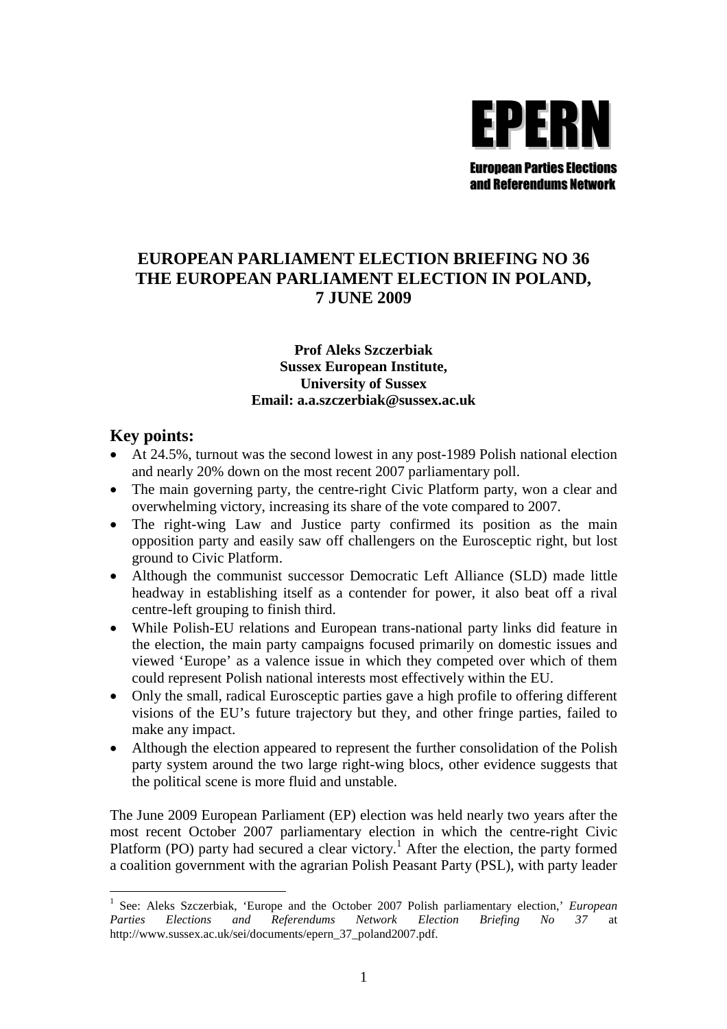EPERN

European Parties Elections and Referendums Network

# EUROPEAN PARLIAMENT ELECTION BRIEFING NO 36 THE EUROPEAN PARLIAMENT ELECTION IN POLAND, 7 JUNE 2009

**Prof Aleks Szczerbiak**
**Sussex European Institute,**
**University of Sussex**
**Email: a.a.szczerbiak@sussex.ac.uk**

## Key points:

- At 24.5%, turnout was the second lowest in any post-1989 Polish national election and nearly 20% down on the most recent 2007 parliamentary poll.
- The main governing party, the centre-right Civic Platform party, won a clear and overwhelming victory, increasing its share of the vote compared to 2007.
- The right-wing Law and Justice party confirmed its position as the main opposition party and easily saw off challengers on the Eurosceptic right, but lost ground to Civic Platform.
- Although the communist successor Democratic Left Alliance (SLD) made little headway in establishing itself as a contender for power, it also beat off a rival centre-left grouping to finish third.
- While Polish-EU relations and European trans-national party links did feature in the election, the main party campaigns focused primarily on domestic issues and viewed 'Europe' as a valence issue in which they competed over which of them could represent Polish national interests most effectively within the EU.
- Only the small, radical Eurosceptic parties gave a high profile to offering different visions of the EU's future trajectory but they, and other fringe parties, failed to make any impact.
- Although the election appeared to represent the further consolidation of the Polish party system around the two large right-wing blocs, other evidence suggests that the political scene is more fluid and unstable.

The June 2009 European Parliament (EP) election was held nearly two years after the most recent October 2007 parliamentary election in which the centre-right Civic Platform (PO) party had secured a clear victory.[1] After the election, the party formed a coalition government with the agrarian Polish Peasant Party (PSL), with party leader

[1] See: Aleks Szczerbiak, 'Europe and the October 2007 Polish parliamentary election,' *European Parties Elections and Referendums Network Election Briefing No 37* at http://www.sussex.ac.uk/sei/documents/epern_37_poland2007.pdf.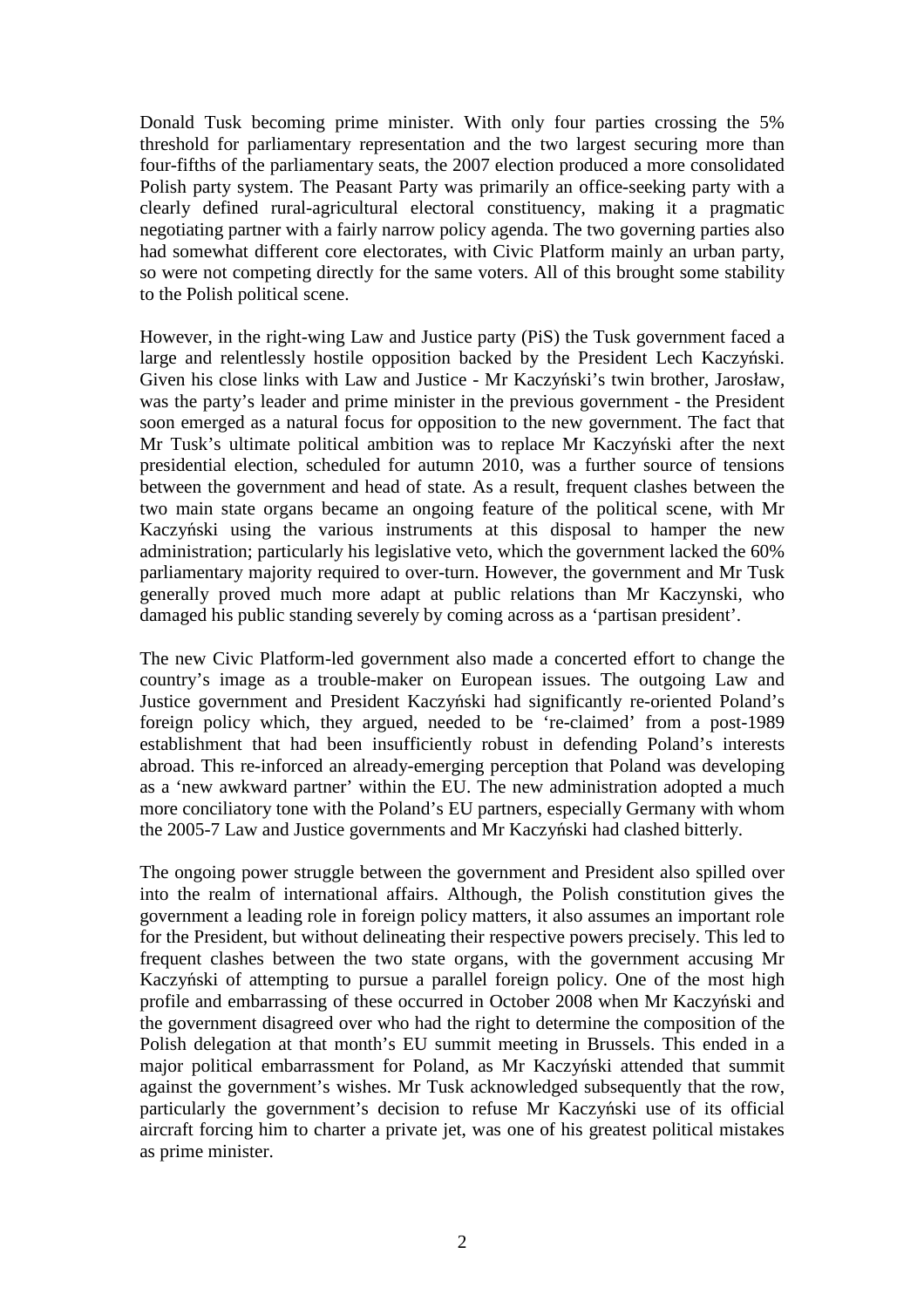Donald Tusk becoming prime minister. With only four parties crossing the 5% threshold for parliamentary representation and the two largest securing more than four-fifths of the parliamentary seats, the 2007 election produced a more consolidated Polish party system. The Peasant Party was primarily an office-seeking party with a clearly defined rural-agricultural electoral constituency, making it a pragmatic negotiating partner with a fairly narrow policy agenda. The two governing parties also had somewhat different core electorates, with Civic Platform mainly an urban party, so were not competing directly for the same voters. All of this brought some stability to the Polish political scene.

However, in the right-wing Law and Justice party (PiS) the Tusk government faced a large and relentlessly hostile opposition backed by the President Lech Kaczyński. Given his close links with Law and Justice - Mr Kaczyński's twin brother, Jarosław, was the party's leader and prime minister in the previous government - the President soon emerged as a natural focus for opposition to the new government. The fact that Mr Tusk's ultimate political ambition was to replace Mr Kaczyński after the next presidential election, scheduled for autumn 2010, was a further source of tensions between the government and head of state. As a result, frequent clashes between the two main state organs became an ongoing feature of the political scene, with Mr Kaczyński using the various instruments at this disposal to hamper the new administration; particularly his legislative veto, which the government lacked the 60% parliamentary majority required to over-turn. However, the government and Mr Tusk generally proved much more adapt at public relations than Mr Kaczynski, who damaged his public standing severely by coming across as a 'partisan president'.

The new Civic Platform-led government also made a concerted effort to change the country's image as a trouble-maker on European issues. The outgoing Law and Justice government and President Kaczyński had significantly re-oriented Poland's foreign policy which, they argued, needed to be 're-claimed' from a post-1989 establishment that had been insufficiently robust in defending Poland's interests abroad. This re-inforced an already-emerging perception that Poland was developing as a 'new awkward partner' within the EU. The new administration adopted a much more conciliatory tone with the Poland's EU partners, especially Germany with whom the 2005-7 Law and Justice governments and Mr Kaczyński had clashed bitterly.

The ongoing power struggle between the government and President also spilled over into the realm of international affairs. Although, the Polish constitution gives the government a leading role in foreign policy matters, it also assumes an important role for the President, but without delineating their respective powers precisely. This led to frequent clashes between the two state organs, with the government accusing Mr Kaczyński of attempting to pursue a parallel foreign policy. One of the most high profile and embarrassing of these occurred in October 2008 when Mr Kaczyński and the government disagreed over who had the right to determine the composition of the Polish delegation at that month's EU summit meeting in Brussels. This ended in a major political embarrassment for Poland, as Mr Kaczyński attended that summit against the government's wishes. Mr Tusk acknowledged subsequently that the row, particularly the government's decision to refuse Mr Kaczyński use of its official aircraft forcing him to charter a private jet, was one of his greatest political mistakes as prime minister.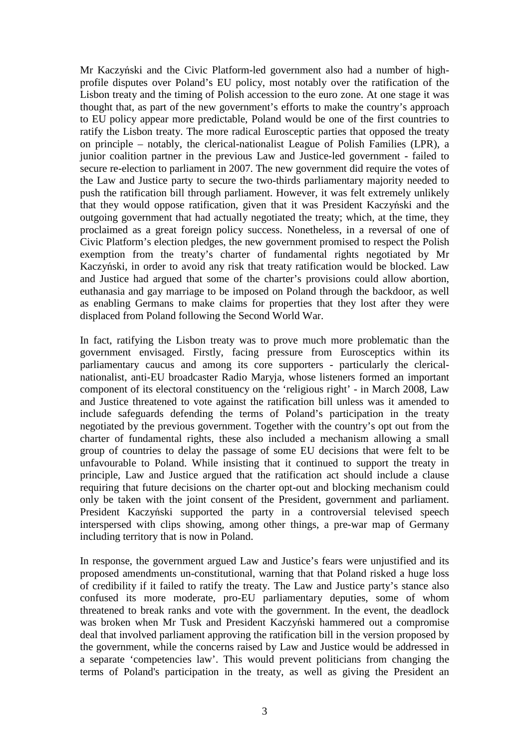Mr Kaczyński and the Civic Platform-led government also had a number of high-profile disputes over Poland's EU policy, most notably over the ratification of the Lisbon treaty and the timing of Polish accession to the euro zone. At one stage it was thought that, as part of the new government's efforts to make the country's approach to EU policy appear more predictable, Poland would be one of the first countries to ratify the Lisbon treaty. The more radical Eurosceptic parties that opposed the treaty on principle – notably, the clerical-nationalist League of Polish Families (LPR), a junior coalition partner in the previous Law and Justice-led government - failed to secure re-election to parliament in 2007. The new government did require the votes of the Law and Justice party to secure the two-thirds parliamentary majority needed to push the ratification bill through parliament. However, it was felt extremely unlikely that they would oppose ratification, given that it was President Kaczyński and the outgoing government that had actually negotiated the treaty; which, at the time, they proclaimed as a great foreign policy success. Nonetheless, in a reversal of one of Civic Platform's election pledges, the new government promised to respect the Polish exemption from the treaty's charter of fundamental rights negotiated by Mr Kaczyński, in order to avoid any risk that treaty ratification would be blocked. Law and Justice had argued that some of the charter's provisions could allow abortion, euthanasia and gay marriage to be imposed on Poland through the backdoor, as well as enabling Germans to make claims for properties that they lost after they were displaced from Poland following the Second World War.

In fact, ratifying the Lisbon treaty was to prove much more problematic than the government envisaged. Firstly, facing pressure from Eurosceptics within its parliamentary caucus and among its core supporters - particularly the clerical-nationalist, anti-EU broadcaster Radio Maryja, whose listeners formed an important component of its electoral constituency on the 'religious right' - in March 2008, Law and Justice threatened to vote against the ratification bill unless was it amended to include safeguards defending the terms of Poland's participation in the treaty negotiated by the previous government. Together with the country's opt out from the charter of fundamental rights, these also included a mechanism allowing a small group of countries to delay the passage of some EU decisions that were felt to be unfavourable to Poland. While insisting that it continued to support the treaty in principle, Law and Justice argued that the ratification act should include a clause requiring that future decisions on the charter opt-out and blocking mechanism could only be taken with the joint consent of the President, government and parliament. President Kaczyński supported the party in a controversial televised speech interspersed with clips showing, among other things, a pre-war map of Germany including territory that is now in Poland.

In response, the government argued Law and Justice's fears were unjustified and its proposed amendments un-constitutional, warning that that Poland risked a huge loss of credibility if it failed to ratify the treaty. The Law and Justice party's stance also confused its more moderate, pro-EU parliamentary deputies, some of whom threatened to break ranks and vote with the government. In the event, the deadlock was broken when Mr Tusk and President Kaczyński hammered out a compromise deal that involved parliament approving the ratification bill in the version proposed by the government, while the concerns raised by Law and Justice would be addressed in a separate 'competencies law'. This would prevent politicians from changing the terms of Poland's participation in the treaty, as well as giving the President an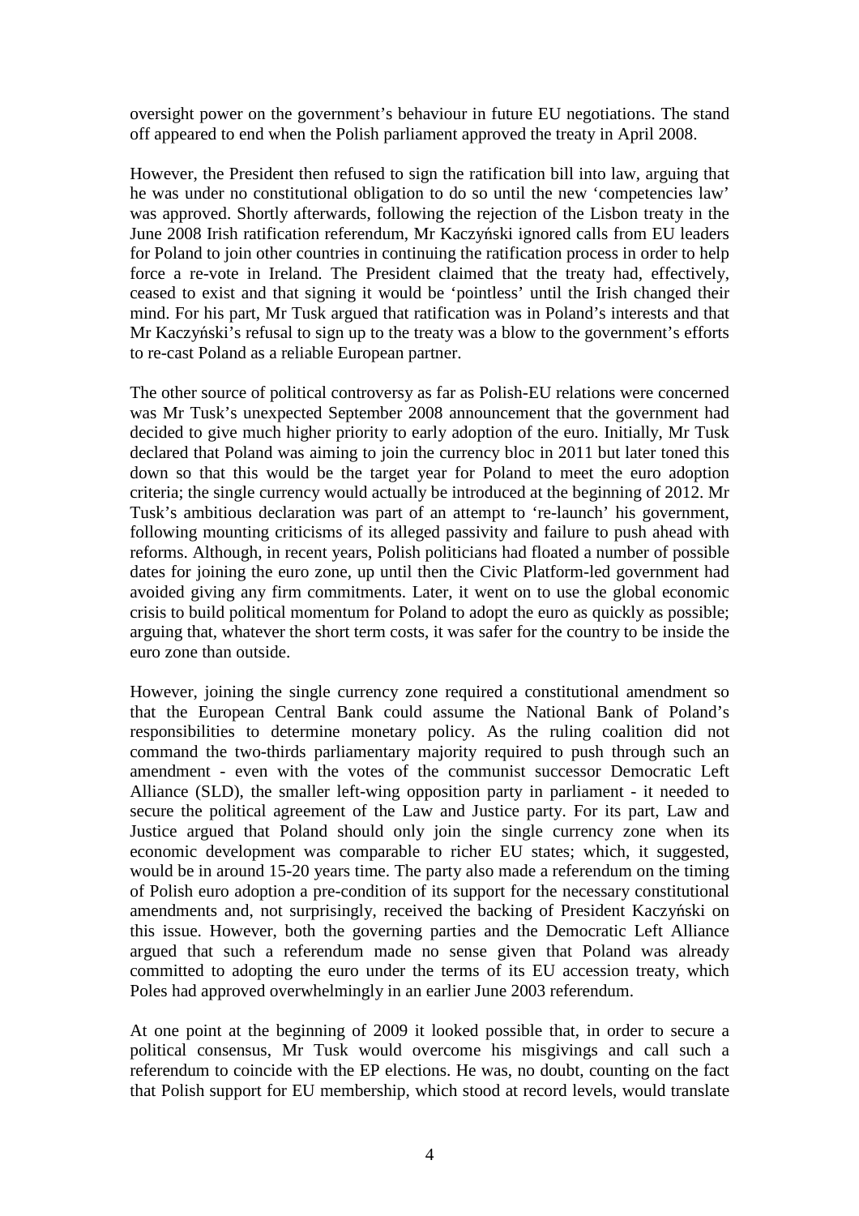oversight power on the government's behaviour in future EU negotiations. The stand off appeared to end when the Polish parliament approved the treaty in April 2008.

However, the President then refused to sign the ratification bill into law, arguing that he was under no constitutional obligation to do so until the new 'competencies law' was approved. Shortly afterwards, following the rejection of the Lisbon treaty in the June 2008 Irish ratification referendum, Mr Kaczyński ignored calls from EU leaders for Poland to join other countries in continuing the ratification process in order to help force a re-vote in Ireland. The President claimed that the treaty had, effectively, ceased to exist and that signing it would be 'pointless' until the Irish changed their mind. For his part, Mr Tusk argued that ratification was in Poland's interests and that Mr Kaczyński's refusal to sign up to the treaty was a blow to the government's efforts to re-cast Poland as a reliable European partner.

The other source of political controversy as far as Polish-EU relations were concerned was Mr Tusk's unexpected September 2008 announcement that the government had decided to give much higher priority to early adoption of the euro. Initially, Mr Tusk declared that Poland was aiming to join the currency bloc in 2011 but later toned this down so that this would be the target year for Poland to meet the euro adoption criteria; the single currency would actually be introduced at the beginning of 2012. Mr Tusk's ambitious declaration was part of an attempt to 're-launch' his government, following mounting criticisms of its alleged passivity and failure to push ahead with reforms. Although, in recent years, Polish politicians had floated a number of possible dates for joining the euro zone, up until then the Civic Platform-led government had avoided giving any firm commitments. Later, it went on to use the global economic crisis to build political momentum for Poland to adopt the euro as quickly as possible; arguing that, whatever the short term costs, it was safer for the country to be inside the euro zone than outside.

However, joining the single currency zone required a constitutional amendment so that the European Central Bank could assume the National Bank of Poland's responsibilities to determine monetary policy. As the ruling coalition did not command the two-thirds parliamentary majority required to push through such an amendment - even with the votes of the communist successor Democratic Left Alliance (SLD), the smaller left-wing opposition party in parliament - it needed to secure the political agreement of the Law and Justice party. For its part, Law and Justice argued that Poland should only join the single currency zone when its economic development was comparable to richer EU states; which, it suggested, would be in around 15-20 years time. The party also made a referendum on the timing of Polish euro adoption a pre-condition of its support for the necessary constitutional amendments and, not surprisingly, received the backing of President Kaczyński on this issue. However, both the governing parties and the Democratic Left Alliance argued that such a referendum made no sense given that Poland was already committed to adopting the euro under the terms of its EU accession treaty, which Poles had approved overwhelmingly in an earlier June 2003 referendum.

At one point at the beginning of 2009 it looked possible that, in order to secure a political consensus, Mr Tusk would overcome his misgivings and call such a referendum to coincide with the EP elections. He was, no doubt, counting on the fact that Polish support for EU membership, which stood at record levels, would translate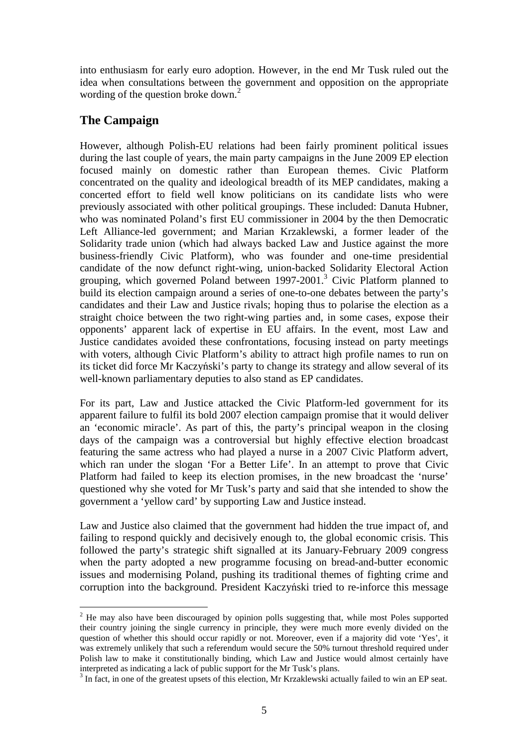into enthusiasm for early euro adoption. However, in the end Mr Tusk ruled out the idea when consultations between the government and opposition on the appropriate wording of the question broke down.[2]

## The Campaign

However, although Polish-EU relations had been fairly prominent political issues during the last couple of years, the main party campaigns in the June 2009 EP election focused mainly on domestic rather than European themes. Civic Platform concentrated on the quality and ideological breadth of its MEP candidates, making a concerted effort to field well know politicians on its candidate lists who were previously associated with other political groupings. These included: Danuta Hubner, who was nominated Poland's first EU commissioner in 2004 by the then Democratic Left Alliance-led government; and Marian Krzaklewski, a former leader of the Solidarity trade union (which had always backed Law and Justice against the more business-friendly Civic Platform), who was founder and one-time presidential candidate of the now defunct right-wing, union-backed Solidarity Electoral Action grouping, which governed Poland between 1997-2001.[3] Civic Platform planned to build its election campaign around a series of one-to-one debates between the party's candidates and their Law and Justice rivals; hoping thus to polarise the election as a straight choice between the two right-wing parties and, in some cases, expose their opponents' apparent lack of expertise in EU affairs. In the event, most Law and Justice candidates avoided these confrontations, focusing instead on party meetings with voters, although Civic Platform's ability to attract high profile names to run on its ticket did force Mr Kaczyński's party to change its strategy and allow several of its well-known parliamentary deputies to also stand as EP candidates.

For its part, Law and Justice attacked the Civic Platform-led government for its apparent failure to fulfil its bold 2007 election campaign promise that it would deliver an 'economic miracle'. As part of this, the party's principal weapon in the closing days of the campaign was a controversial but highly effective election broadcast featuring the same actress who had played a nurse in a 2007 Civic Platform advert, which ran under the slogan 'For a Better Life'. In an attempt to prove that Civic Platform had failed to keep its election promises, in the new broadcast the 'nurse' questioned why she voted for Mr Tusk's party and said that she intended to show the government a 'yellow card' by supporting Law and Justice instead.

Law and Justice also claimed that the government had hidden the true impact of, and failing to respond quickly and decisively enough to, the global economic crisis. This followed the party's strategic shift signalled at its January-February 2009 congress when the party adopted a new programme focusing on bread-and-butter economic issues and modernising Poland, pushing its traditional themes of fighting crime and corruption into the background. President Kaczyński tried to re-inforce this message

---

[2] He may also have been discouraged by opinion polls suggesting that, while most Poles supported their country joining the single currency in principle, they were much more evenly divided on the question of whether this should occur rapidly or not. Moreover, even if a majority did vote 'Yes', it was extremely unlikely that such a referendum would secure the 50% turnout threshold required under Polish law to make it constitutionally binding, which Law and Justice would almost certainly have interpreted as indicating a lack of public support for the Mr Tusk's plans.

[3] In fact, in one of the greatest upsets of this election, Mr Krzaklewski actually failed to win an EP seat.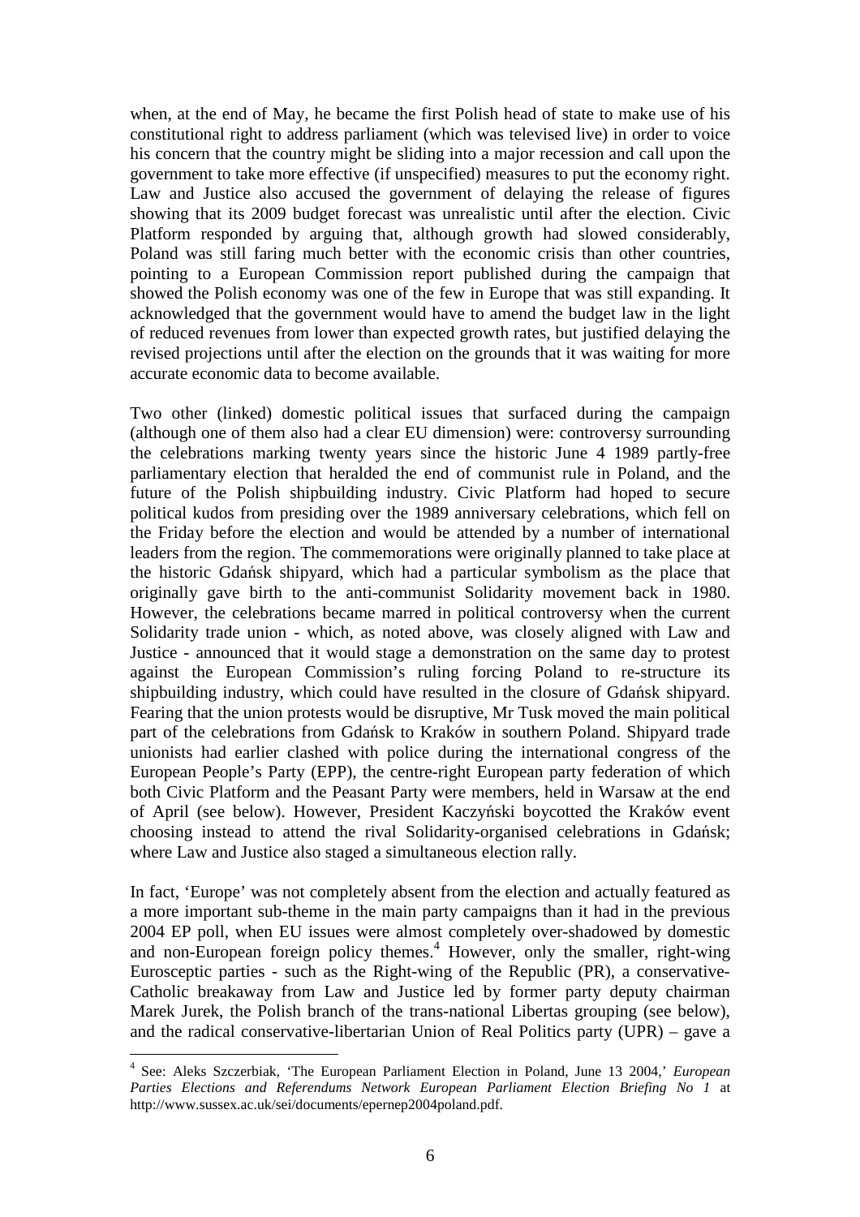when, at the end of May, he became the first Polish head of state to make use of his constitutional right to address parliament (which was televised live) in order to voice his concern that the country might be sliding into a major recession and call upon the government to take more effective (if unspecified) measures to put the economy right. Law and Justice also accused the government of delaying the release of figures showing that its 2009 budget forecast was unrealistic until after the election. Civic Platform responded by arguing that, although growth had slowed considerably, Poland was still faring much better with the economic crisis than other countries, pointing to a European Commission report published during the campaign that showed the Polish economy was one of the few in Europe that was still expanding. It acknowledged that the government would have to amend the budget law in the light of reduced revenues from lower than expected growth rates, but justified delaying the revised projections until after the election on the grounds that it was waiting for more accurate economic data to become available.

Two other (linked) domestic political issues that surfaced during the campaign (although one of them also had a clear EU dimension) were: controversy surrounding the celebrations marking twenty years since the historic June 4 1989 partly-free parliamentary election that heralded the end of communist rule in Poland, and the future of the Polish shipbuilding industry. Civic Platform had hoped to secure political kudos from presiding over the 1989 anniversary celebrations, which fell on the Friday before the election and would be attended by a number of international leaders from the region. The commemorations were originally planned to take place at the historic Gdańsk shipyard, which had a particular symbolism as the place that originally gave birth to the anti-communist Solidarity movement back in 1980. However, the celebrations became marred in political controversy when the current Solidarity trade union - which, as noted above, was closely aligned with Law and Justice - announced that it would stage a demonstration on the same day to protest against the European Commission's ruling forcing Poland to re-structure its shipbuilding industry, which could have resulted in the closure of Gdańsk shipyard. Fearing that the union protests would be disruptive, Mr Tusk moved the main political part of the celebrations from Gdańsk to Kraków in southern Poland. Shipyard trade unionists had earlier clashed with police during the international congress of the European People's Party (EPP), the centre-right European party federation of which both Civic Platform and the Peasant Party were members, held in Warsaw at the end of April (see below). However, President Kaczyński boycotted the Kraków event choosing instead to attend the rival Solidarity-organised celebrations in Gdańsk; where Law and Justice also staged a simultaneous election rally.

In fact, 'Europe' was not completely absent from the election and actually featured as a more important sub-theme in the main party campaigns than it had in the previous 2004 EP poll, when EU issues were almost completely over-shadowed by domestic and non-European foreign policy themes.[4] However, only the smaller, right-wing Eurosceptic parties - such as the Right-wing of the Republic (PR), a conservative-Catholic breakaway from Law and Justice led by former party deputy chairman Marek Jurek, the Polish branch of the trans-national Libertas grouping (see below), and the radical conservative-libertarian Union of Real Politics party (UPR) – gave a

---

[4] See: Aleks Szczerbiak, 'The European Parliament Election in Poland, June 13 2004,' *European Parties Elections and Referendums Network European Parliament Election Briefing No 1* at http://www.sussex.ac.uk/sei/documents/epernep2004poland.pdf.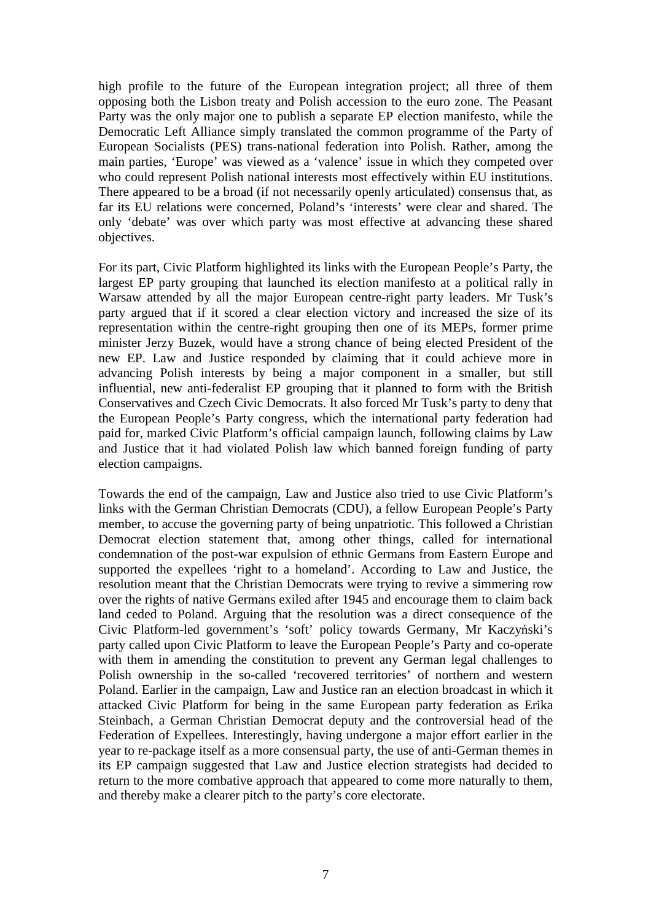high profile to the future of the European integration project; all three of them opposing both the Lisbon treaty and Polish accession to the euro zone. The Peasant Party was the only major one to publish a separate EP election manifesto, while the Democratic Left Alliance simply translated the common programme of the Party of European Socialists (PES) trans-national federation into Polish. Rather, among the main parties, 'Europe' was viewed as a 'valence' issue in which they competed over who could represent Polish national interests most effectively within EU institutions. There appeared to be a broad (if not necessarily openly articulated) consensus that, as far its EU relations were concerned, Poland's 'interests' were clear and shared. The only 'debate' was over which party was most effective at advancing these shared objectives.

For its part, Civic Platform highlighted its links with the European People's Party, the largest EP party grouping that launched its election manifesto at a political rally in Warsaw attended by all the major European centre-right party leaders. Mr Tusk's party argued that if it scored a clear election victory and increased the size of its representation within the centre-right grouping then one of its MEPs, former prime minister Jerzy Buzek, would have a strong chance of being elected President of the new EP. Law and Justice responded by claiming that it could achieve more in advancing Polish interests by being a major component in a smaller, but still influential, new anti-federalist EP grouping that it planned to form with the British Conservatives and Czech Civic Democrats. It also forced Mr Tusk's party to deny that the European People's Party congress, which the international party federation had paid for, marked Civic Platform's official campaign launch, following claims by Law and Justice that it had violated Polish law which banned foreign funding of party election campaigns.

Towards the end of the campaign, Law and Justice also tried to use Civic Platform's links with the German Christian Democrats (CDU), a fellow European People's Party member, to accuse the governing party of being unpatriotic. This followed a Christian Democrat election statement that, among other things, called for international condemnation of the post-war expulsion of ethnic Germans from Eastern Europe and supported the expellees 'right to a homeland'. According to Law and Justice, the resolution meant that the Christian Democrats were trying to revive a simmering row over the rights of native Germans exiled after 1945 and encourage them to claim back land ceded to Poland. Arguing that the resolution was a direct consequence of the Civic Platform-led government's 'soft' policy towards Germany, Mr Kaczyński's party called upon Civic Platform to leave the European People's Party and co-operate with them in amending the constitution to prevent any German legal challenges to Polish ownership in the so-called 'recovered territories' of northern and western Poland. Earlier in the campaign, Law and Justice ran an election broadcast in which it attacked Civic Platform for being in the same European party federation as Erika Steinbach, a German Christian Democrat deputy and the controversial head of the Federation of Expellees. Interestingly, having undergone a major effort earlier in the year to re-package itself as a more consensual party, the use of anti-German themes in its EP campaign suggested that Law and Justice election strategists had decided to return to the more combative approach that appeared to come more naturally to them, and thereby make a clearer pitch to the party's core electorate.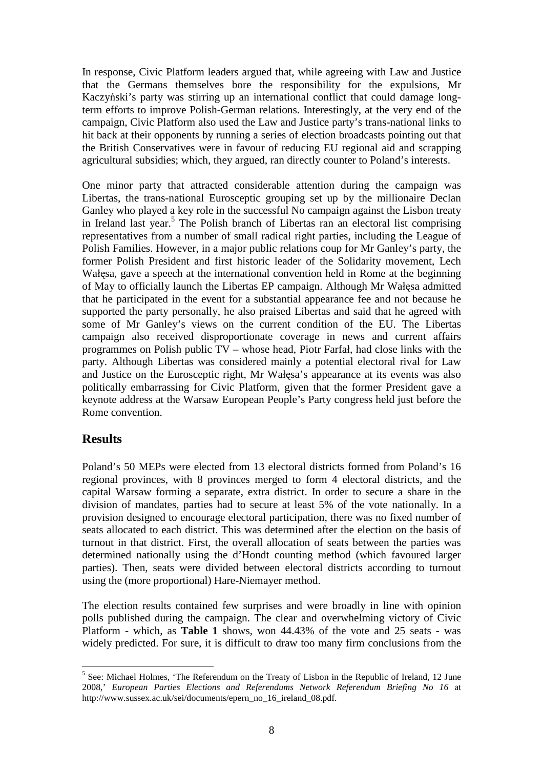In response, Civic Platform leaders argued that, while agreeing with Law and Justice that the Germans themselves bore the responsibility for the expulsions, Mr Kaczyński's party was stirring up an international conflict that could damage long-term efforts to improve Polish-German relations. Interestingly, at the very end of the campaign, Civic Platform also used the Law and Justice party's trans-national links to hit back at their opponents by running a series of election broadcasts pointing out that the British Conservatives were in favour of reducing EU regional aid and scrapping agricultural subsidies; which, they argued, ran directly counter to Poland's interests.

One minor party that attracted considerable attention during the campaign was Libertas, the trans-national Eurosceptic grouping set up by the millionaire Declan Ganley who played a key role in the successful No campaign against the Lisbon treaty in Ireland last year.[5] The Polish branch of Libertas ran an electoral list comprising representatives from a number of small radical right parties, including the League of Polish Families. However, in a major public relations coup for Mr Ganley's party, the former Polish President and first historic leader of the Solidarity movement, Lech Wałęsa, gave a speech at the international convention held in Rome at the beginning of May to officially launch the Libertas EP campaign. Although Mr Wałęsa admitted that he participated in the event for a substantial appearance fee and not because he supported the party personally, he also praised Libertas and said that he agreed with some of Mr Ganley's views on the current condition of the EU. The Libertas campaign also received disproportionate coverage in news and current affairs programmes on Polish public TV – whose head, Piotr Farfał, had close links with the party. Although Libertas was considered mainly a potential electoral rival for Law and Justice on the Eurosceptic right, Mr Wałęsa's appearance at its events was also politically embarrassing for Civic Platform, given that the former President gave a keynote address at the Warsaw European People's Party congress held just before the Rome convention.

## Results

Poland's 50 MEPs were elected from 13 electoral districts formed from Poland's 16 regional provinces, with 8 provinces merged to form 4 electoral districts, and the capital Warsaw forming a separate, extra district. In order to secure a share in the division of mandates, parties had to secure at least 5% of the vote nationally. In a provision designed to encourage electoral participation, there was no fixed number of seats allocated to each district. This was determined after the election on the basis of turnout in that district. First, the overall allocation of seats between the parties was determined nationally using the d'Hondt counting method (which favoured larger parties). Then, seats were divided between electoral districts according to turnout using the (more proportional) Hare-Niemayer method.

The election results contained few surprises and were broadly in line with opinion polls published during the campaign. The clear and overwhelming victory of Civic Platform - which, as **Table 1** shows, won 44.43% of the vote and 25 seats - was widely predicted. For sure, it is difficult to draw too many firm conclusions from the

[5] See: Michael Holmes, 'The Referendum on the Treaty of Lisbon in the Republic of Ireland, 12 June 2008,' *European Parties Elections and Referendums Network Referendum Briefing No 16* at http://www.sussex.ac.uk/sei/documents/epern_no_16_ireland_08.pdf.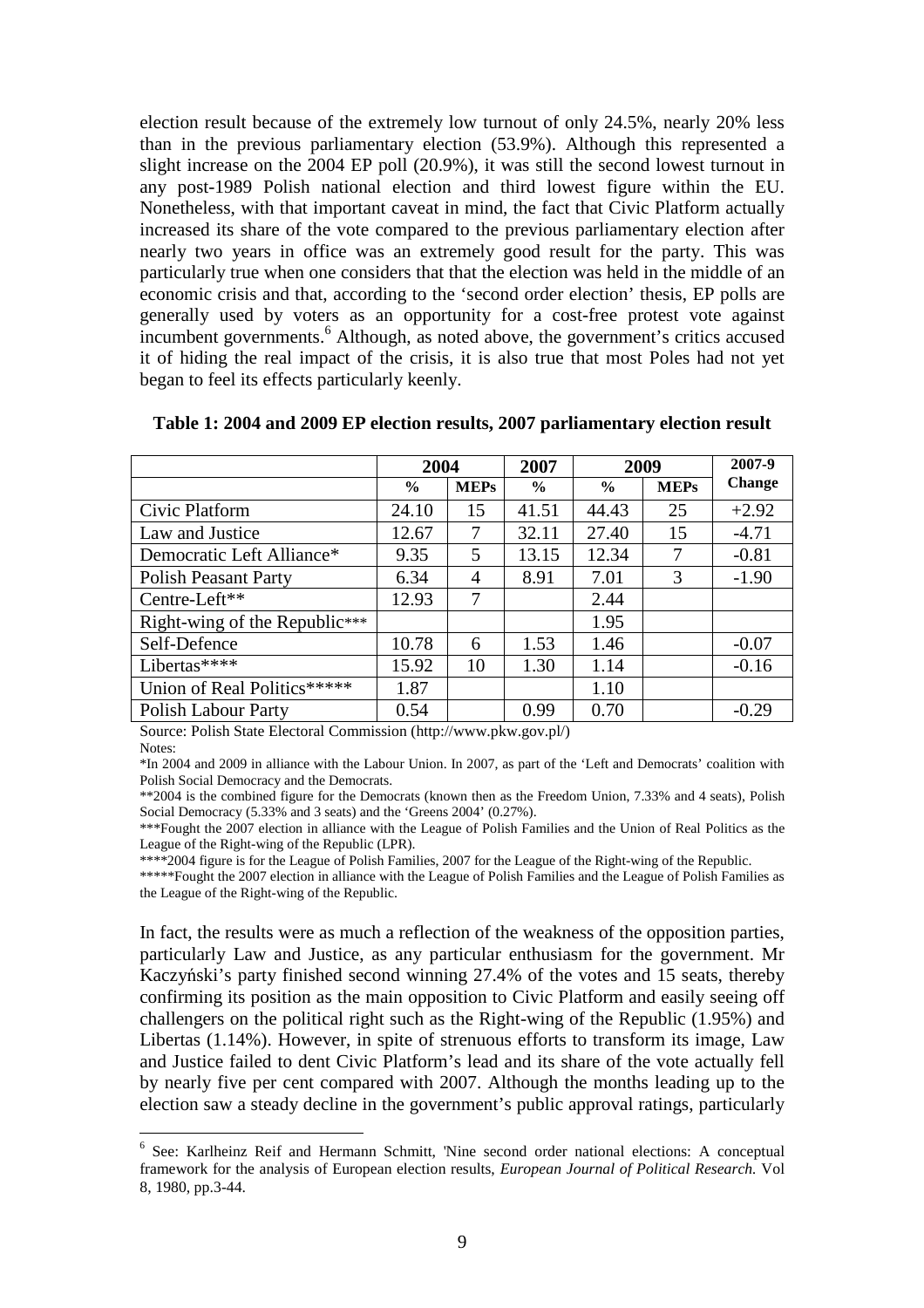election result because of the extremely low turnout of only 24.5%, nearly 20% less than in the previous parliamentary election (53.9%). Although this represented a slight increase on the 2004 EP poll (20.9%), it was still the second lowest turnout in any post-1989 Polish national election and third lowest figure within the EU. Nonetheless, with that important caveat in mind, the fact that Civic Platform actually increased its share of the vote compared to the previous parliamentary election after nearly two years in office was an extremely good result for the party. This was particularly true when one considers that that the election was held in the middle of an economic crisis and that, according to the 'second order election' thesis, EP polls are generally used by voters as an opportunity for a cost-free protest vote against incumbent governments.[6] Although, as noted above, the government's critics accused it of hiding the real impact of the crisis, it is also true that most Poles had not yet began to feel its effects particularly keenly.

**Table 1: 2004 and 2009 EP election results, 2007 parliamentary election result**

| | 2004 | | 2007 | 2009 | | 2007-9 |
|---|---|---|---|---|---|---|
| | % | MEPs | % | % | MEPs | Change |
| Civic Platform | 24.10 | 15 | 41.51 | 44.43 | 25 | +2.92 |
| Law and Justice | 12.67 | 7 | 32.11 | 27.40 | 15 | -4.71 |
| Democratic Left Alliance* | 9.35 | 5 | 13.15 | 12.34 | 7 | -0.81 |
| Polish Peasant Party | 6.34 | 4 | 8.91 | 7.01 | 3 | -1.90 |
| Centre-Left** | 12.93 | 7 | | 2.44 | | |
| Right-wing of the Republic*** | | | | 1.95 | | |
| Self-Defence | 10.78 | 6 | 1.53 | 1.46 | | -0.07 |
| Libertas**** | 15.92 | 10 | 1.30 | 1.14 | | -0.16 |
| Union of Real Politics***** | 1.87 | | | 1.10 | | |
| Polish Labour Party | 0.54 | | 0.99 | 0.70 | | -0.29 |

Source: Polish State Electoral Commission (http://www.pkw.gov.pl/)

Notes:

*In 2004 and 2009 in alliance with the Labour Union. In 2007, as part of the 'Left and Democrats' coalition with Polish Social Democracy and the Democrats.

**2004 is the combined figure for the Democrats (known then as the Freedom Union, 7.33% and 4 seats), Polish Social Democracy (5.33% and 3 seats) and the 'Greens 2004' (0.27%).

***Fought the 2007 election in alliance with the League of Polish Families and the Union of Real Politics as the League of the Right-wing of the Republic (LPR).

****2004 figure is for the League of Polish Families, 2007 for the League of the Right-wing of the Republic.

*****Fought the 2007 election in alliance with the League of Polish Families and the League of Polish Families as the League of the Right-wing of the Republic.

In fact, the results were as much a reflection of the weakness of the opposition parties, particularly Law and Justice, as any particular enthusiasm for the government. Mr Kaczyński's party finished second winning 27.4% of the votes and 15 seats, thereby confirming its position as the main opposition to Civic Platform and easily seeing off challengers on the political right such as the Right-wing of the Republic (1.95%) and Libertas (1.14%). However, in spite of strenuous efforts to transform its image, Law and Justice failed to dent Civic Platform's lead and its share of the vote actually fell by nearly five per cent compared with 2007. Although the months leading up to the election saw a steady decline in the government's public approval ratings, particularly

[6] See: Karlheinz Reif and Hermann Schmitt, 'Nine second order national elections: A conceptual framework for the analysis of European election results, *European Journal of Political Research.* Vol 8, 1980, pp.3-44.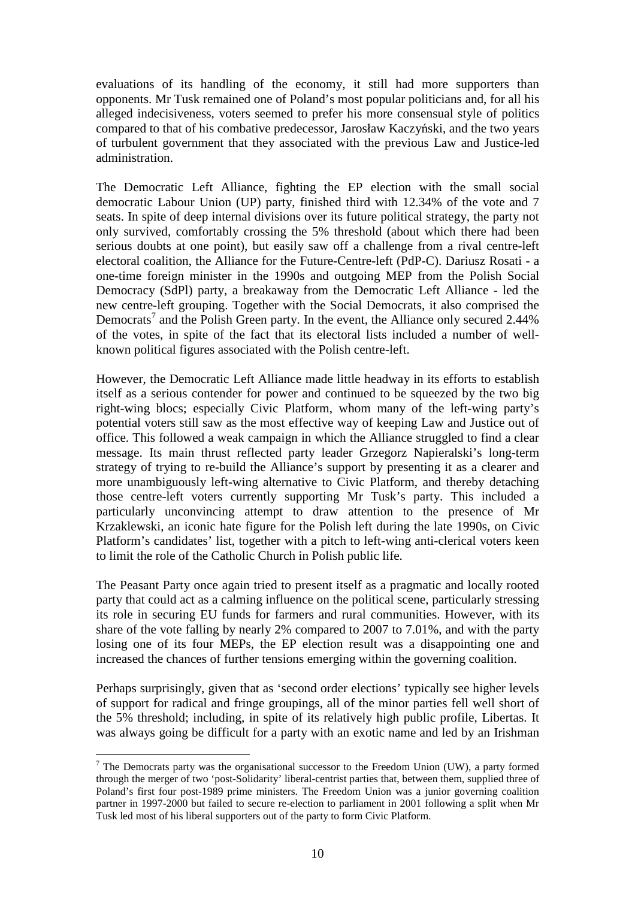evaluations of its handling of the economy, it still had more supporters than opponents. Mr Tusk remained one of Poland's most popular politicians and, for all his alleged indecisiveness, voters seemed to prefer his more consensual style of politics compared to that of his combative predecessor, Jarosław Kaczyński, and the two years of turbulent government that they associated with the previous Law and Justice-led administration.

The Democratic Left Alliance, fighting the EP election with the small social democratic Labour Union (UP) party, finished third with 12.34% of the vote and 7 seats. In spite of deep internal divisions over its future political strategy, the party not only survived, comfortably crossing the 5% threshold (about which there had been serious doubts at one point), but easily saw off a challenge from a rival centre-left electoral coalition, the Alliance for the Future-Centre-left (PdP-C). Dariusz Rosati - a one-time foreign minister in the 1990s and outgoing MEP from the Polish Social Democracy (SdPl) party, a breakaway from the Democratic Left Alliance - led the new centre-left grouping. Together with the Social Democrats, it also comprised the Democrats[7] and the Polish Green party. In the event, the Alliance only secured 2.44% of the votes, in spite of the fact that its electoral lists included a number of well-known political figures associated with the Polish centre-left.

However, the Democratic Left Alliance made little headway in its efforts to establish itself as a serious contender for power and continued to be squeezed by the two big right-wing blocs; especially Civic Platform, whom many of the left-wing party's potential voters still saw as the most effective way of keeping Law and Justice out of office. This followed a weak campaign in which the Alliance struggled to find a clear message. Its main thrust reflected party leader Grzegorz Napieralski's long-term strategy of trying to re-build the Alliance's support by presenting it as a clearer and more unambiguously left-wing alternative to Civic Platform, and thereby detaching those centre-left voters currently supporting Mr Tusk's party. This included a particularly unconvincing attempt to draw attention to the presence of Mr Krzaklewski, an iconic hate figure for the Polish left during the late 1990s, on Civic Platform's candidates' list, together with a pitch to left-wing anti-clerical voters keen to limit the role of the Catholic Church in Polish public life.

The Peasant Party once again tried to present itself as a pragmatic and locally rooted party that could act as a calming influence on the political scene, particularly stressing its role in securing EU funds for farmers and rural communities. However, with its share of the vote falling by nearly 2% compared to 2007 to 7.01%, and with the party losing one of its four MEPs, the EP election result was a disappointing one and increased the chances of further tensions emerging within the governing coalition.

Perhaps surprisingly, given that as 'second order elections' typically see higher levels of support for radical and fringe groupings, all of the minor parties fell well short of the 5% threshold; including, in spite of its relatively high public profile, Libertas. It was always going be difficult for a party with an exotic name and led by an Irishman

[7] The Democrats party was the organisational successor to the Freedom Union (UW), a party formed through the merger of two 'post-Solidarity' liberal-centrist parties that, between them, supplied three of Poland's first four post-1989 prime ministers. The Freedom Union was a junior governing coalition partner in 1997-2000 but failed to secure re-election to parliament in 2001 following a split when Mr Tusk led most of his liberal supporters out of the party to form Civic Platform.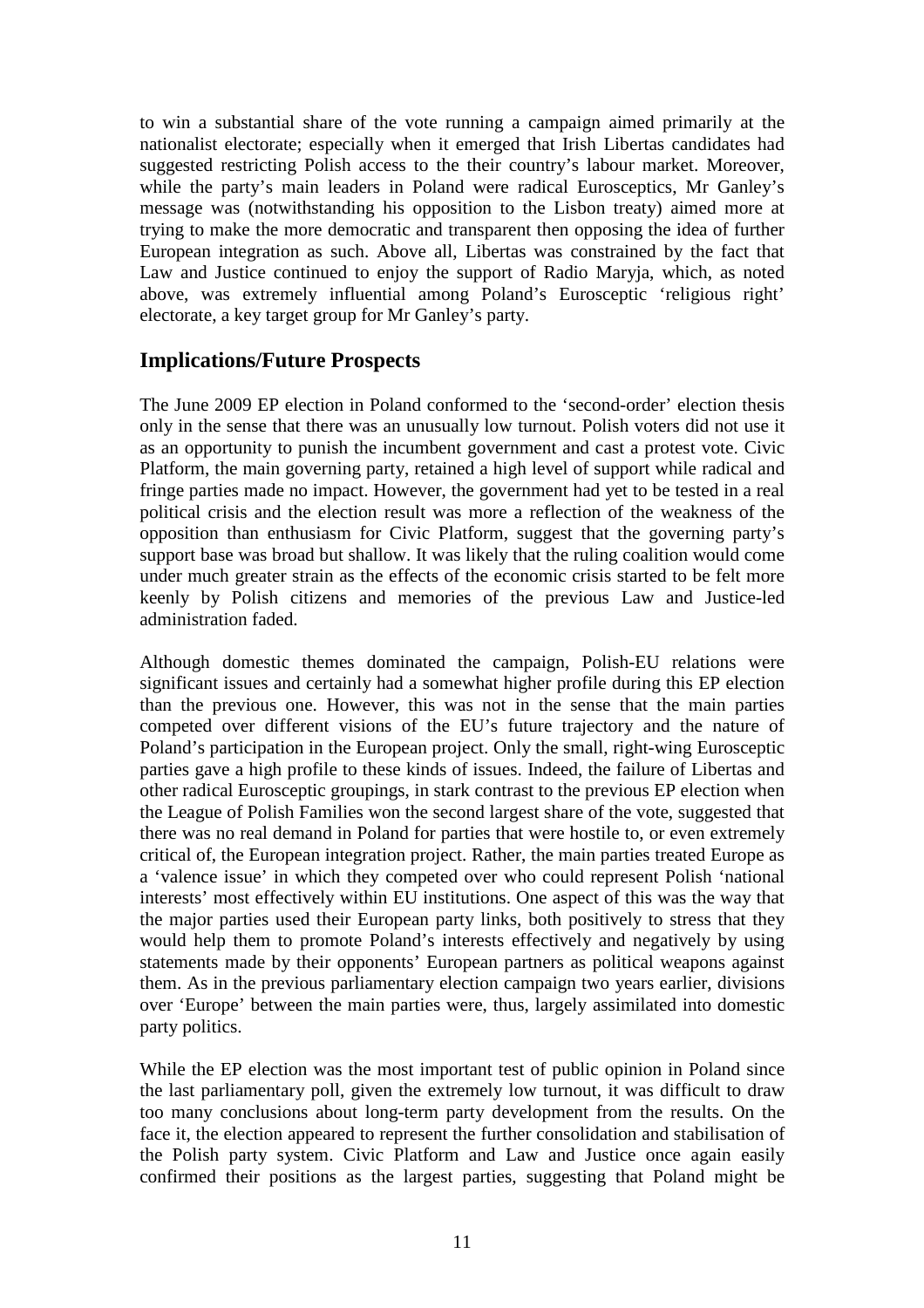to win a substantial share of the vote running a campaign aimed primarily at the nationalist electorate; especially when it emerged that Irish Libertas candidates had suggested restricting Polish access to the their country's labour market. Moreover, while the party's main leaders in Poland were radical Eurosceptics, Mr Ganley's message was (notwithstanding his opposition to the Lisbon treaty) aimed more at trying to make the more democratic and transparent then opposing the idea of further European integration as such. Above all, Libertas was constrained by the fact that Law and Justice continued to enjoy the support of Radio Maryja, which, as noted above, was extremely influential among Poland's Eurosceptic 'religious right' electorate, a key target group for Mr Ganley's party.

## Implications/Future Prospects

The June 2009 EP election in Poland conformed to the 'second-order' election thesis only in the sense that there was an unusually low turnout. Polish voters did not use it as an opportunity to punish the incumbent government and cast a protest vote. Civic Platform, the main governing party, retained a high level of support while radical and fringe parties made no impact. However, the government had yet to be tested in a real political crisis and the election result was more a reflection of the weakness of the opposition than enthusiasm for Civic Platform, suggest that the governing party's support base was broad but shallow. It was likely that the ruling coalition would come under much greater strain as the effects of the economic crisis started to be felt more keenly by Polish citizens and memories of the previous Law and Justice-led administration faded.

Although domestic themes dominated the campaign, Polish-EU relations were significant issues and certainly had a somewhat higher profile during this EP election than the previous one. However, this was not in the sense that the main parties competed over different visions of the EU's future trajectory and the nature of Poland's participation in the European project. Only the small, right-wing Eurosceptic parties gave a high profile to these kinds of issues. Indeed, the failure of Libertas and other radical Eurosceptic groupings, in stark contrast to the previous EP election when the League of Polish Families won the second largest share of the vote, suggested that there was no real demand in Poland for parties that were hostile to, or even extremely critical of, the European integration project. Rather, the main parties treated Europe as a 'valence issue' in which they competed over who could represent Polish 'national interests' most effectively within EU institutions. One aspect of this was the way that the major parties used their European party links, both positively to stress that they would help them to promote Poland's interests effectively and negatively by using statements made by their opponents' European partners as political weapons against them. As in the previous parliamentary election campaign two years earlier, divisions over 'Europe' between the main parties were, thus, largely assimilated into domestic party politics.

While the EP election was the most important test of public opinion in Poland since the last parliamentary poll, given the extremely low turnout, it was difficult to draw too many conclusions about long-term party development from the results. On the face it, the election appeared to represent the further consolidation and stabilisation of the Polish party system. Civic Platform and Law and Justice once again easily confirmed their positions as the largest parties, suggesting that Poland might be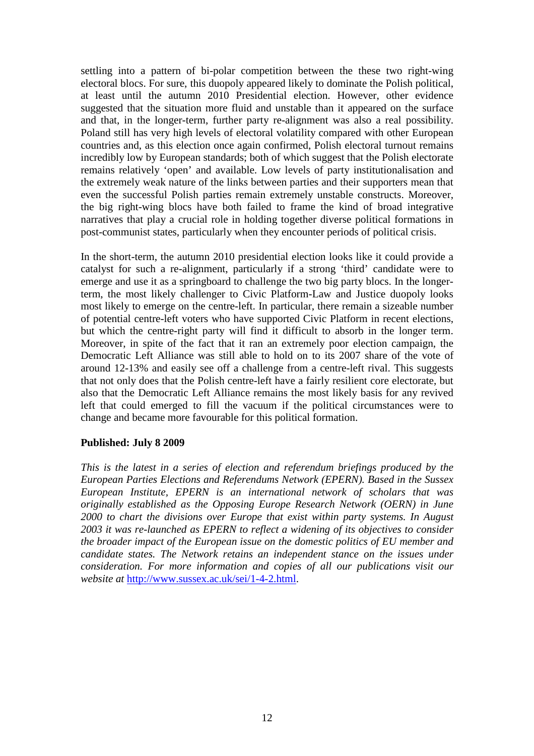settling into a pattern of bi-polar competition between the these two right-wing electoral blocs. For sure, this duopoly appeared likely to dominate the Polish political, at least until the autumn 2010 Presidential election. However, other evidence suggested that the situation more fluid and unstable than it appeared on the surface and that, in the longer-term, further party re-alignment was also a real possibility. Poland still has very high levels of electoral volatility compared with other European countries and, as this election once again confirmed, Polish electoral turnout remains incredibly low by European standards; both of which suggest that the Polish electorate remains relatively 'open' and available. Low levels of party institutionalisation and the extremely weak nature of the links between parties and their supporters mean that even the successful Polish parties remain extremely unstable constructs. Moreover, the big right-wing blocs have both failed to frame the kind of broad integrative narratives that play a crucial role in holding together diverse political formations in post-communist states, particularly when they encounter periods of political crisis.

In the short-term, the autumn 2010 presidential election looks like it could provide a catalyst for such a re-alignment, particularly if a strong 'third' candidate were to emerge and use it as a springboard to challenge the two big party blocs. In the longer-term, the most likely challenger to Civic Platform-Law and Justice duopoly looks most likely to emerge on the centre-left. In particular, there remain a sizeable number of potential centre-left voters who have supported Civic Platform in recent elections, but which the centre-right party will find it difficult to absorb in the longer term. Moreover, in spite of the fact that it ran an extremely poor election campaign, the Democratic Left Alliance was still able to hold on to its 2007 share of the vote of around 12-13% and easily see off a challenge from a centre-left rival. This suggests that not only does that the Polish centre-left have a fairly resilient core electorate, but also that the Democratic Left Alliance remains the most likely basis for any revived left that could emerged to fill the vacuum if the political circumstances were to change and became more favourable for this political formation.

**Published: July 8 2009**

*This is the latest in a series of election and referendum briefings produced by the European Parties Elections and Referendums Network (EPERN). Based in the Sussex European Institute, EPERN is an international network of scholars that was originally established as the Opposing Europe Research Network (OERN) in June 2000 to chart the divisions over Europe that exist within party systems. In August 2003 it was re-launched as EPERN to reflect a widening of its objectives to consider the broader impact of the European issue on the domestic politics of EU member and candidate states. The Network retains an independent stance on the issues under consideration. For more information and copies of all our publications visit our website at* http://www.sussex.ac.uk/sei/1-4-2.html.